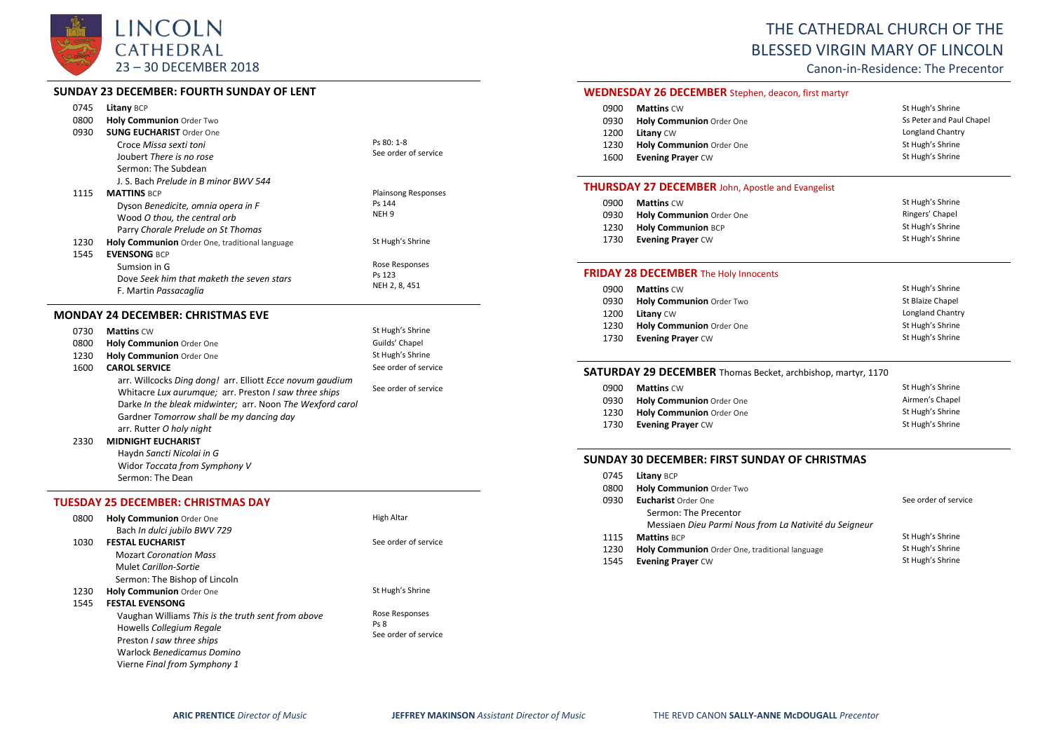# LINCOLN CATHEDRAL

23 – 30 DECEMBER 2018

# THE CATHEDRAL CHURCH OF THE BLESSED VIRGIN MARY OF LINCOLN

Canon-in-Residence: The Precentor

## SUNDAY 23 DECEMBER: FOURTH SUNDAY OF LENT

| | | |
|---|---|---|
| 0745 | **Litany** BCP | |
| 0800 | **Holy Communion** Order Two | |
| 0930 | **SUNG EUCHARIST** Order One | |
| | Croce *Missa sexti toni* | Ps 80: 1-8 |
| | Joubert *There is no rose* | See order of service |
| | Sermon: The Subdean | |
| | J. S. Bach *Prelude in B minor BWV 544* | |
| 1115 | **MATTINS** BCP | Plainsong Responses |
| | Dyson *Benedicite, omnia opera in F* | Ps 144 |
| | Wood *O thou, the central orb* | NEH 9 |
| | Parry *Chorale Prelude on St Thomas* | |
| 1230 | **Holy Communion** Order One, traditional language | St Hugh's Shrine |
| 1545 | **EVENSONG** BCP | |
| | Sumsion in G | Rose Responses |
| | Dove *Seek him that maketh the seven stars* | Ps 123 |
| | F. Martin *Passacaglia* | NEH 2, 8, 451 |

## MONDAY 24 DECEMBER: CHRISTMAS EVE

| | | |
|---|---|---|
| 0730 | **Mattins** CW | St Hugh's Shrine |
| 0800 | **Holy Communion** Order One | Guilds' Chapel |
| 1230 | **Holy Communion** Order One | St Hugh's Shrine |
| 1600 | **CAROL SERVICE** | See order of service |
| | arr. Willcocks *Ding dong!* arr. Elliott *Ecce novum gaudium* | |
| | Whitacre *Lux aurumque;* arr. Preston *I saw three ships* | See order of service |
| | Darke *In the bleak midwinter;* arr. Noon *The Wexford carol* | |
| | Gardner *Tomorrow shall be my dancing day* | |
| | arr. Rutter *O holy night* | |
| 2330 | **MIDNIGHT EUCHARIST** | |
| | Haydn *Sancti Nicolai in G* | |
| | Widor *Toccata from Symphony V* | |
| | Sermon: The Dean | |

## TUESDAY 25 DECEMBER: CHRISTMAS DAY

| | | |
|---|---|---|
| 0800 | **Holy Communion** Order One | High Altar |
| | Bach *In dulci jubilo BWV 729* | |
| 1030 | **FESTAL EUCHARIST** | See order of service |
| | Mozart *Coronation Mass* | |
| | Mulet *Carillon-Sortie* | |
| | Sermon: The Bishop of Lincoln | |
| 1230 | **Holy Communion** Order One | St Hugh's Shrine |
| 1545 | **FESTAL EVENSONG** | |
| | Vaughan Williams *This is the truth sent from above* | Rose Responses |
| | Howells *Collegium Regale* | Ps 8 |
| | Preston *I saw three ships* | See order of service |
| | Warlock *Benedicamus Domino* | |
| | Vierne *Final from Symphony 1* | |

## WEDNESDAY 26 DECEMBER Stephen, deacon, first martyr

| | | |
|---|---|---|
| 0900 | **Mattins** CW | St Hugh's Shrine |
| 0930 | **Holy Communion** Order One | Ss Peter and Paul Chapel |
| 1200 | **Litany** CW | Longland Chantry |
| 1230 | **Holy Communion** Order One | St Hugh's Shrine |
| 1600 | **Evening Prayer** CW | St Hugh's Shrine |

## THURSDAY 27 DECEMBER John, Apostle and Evangelist

| | | |
|---|---|---|
| 0900 | **Mattins** CW | St Hugh's Shrine |
| 0930 | **Holy Communion** Order One | Ringers' Chapel |
| 1230 | **Holy Communion** BCP | St Hugh's Shrine |
| 1730 | **Evening Prayer** CW | St Hugh's Shrine |

## FRIDAY 28 DECEMBER The Holy Innocents

| | | |
|---|---|---|
| 0900 | **Mattins** CW | St Hugh's Shrine |
| 0930 | **Holy Communion** Order Two | St Blaize Chapel |
| 1200 | **Litany** CW | Longland Chantry |
| 1230 | **Holy Communion** Order One | St Hugh's Shrine |
| 1730 | **Evening Prayer** CW | St Hugh's Shrine |

## SATURDAY 29 DECEMBER Thomas Becket, archbishop, martyr, 1170

| | | |
|---|---|---|
| 0900 | **Mattins** CW | St Hugh's Shrine |
| 0930 | **Holy Communion** Order One | Airmen's Chapel |
| 1230 | **Holy Communion** Order One | St Hugh's Shrine |
| 1730 | **Evening Prayer** CW | St Hugh's Shrine |

## SUNDAY 30 DECEMBER: FIRST SUNDAY OF CHRISTMAS

| | | |
|---|---|---|
| 0745 | **Litany** BCP | |
| 0800 | **Holy Communion** Order Two | |
| 0930 | **Eucharist** Order One | See order of service |
| | Sermon: The Precentor | |
| | Messiaen *Dieu Parmi Nous from La Nativité du Seigneur* | |
| 1115 | **Mattins** BCP | St Hugh's Shrine |
| 1230 | **Holy Communion** Order One, traditional language | St Hugh's Shrine |
| 1545 | **Evening Prayer** CW | St Hugh's Shrine |

**ARIC PRENTICE** *Director of Music* **JEFFREY MAKINSON** *Assistant Director of Music* THE REVD CANON **SALLY-ANNE McDOUGALL** *Precentor*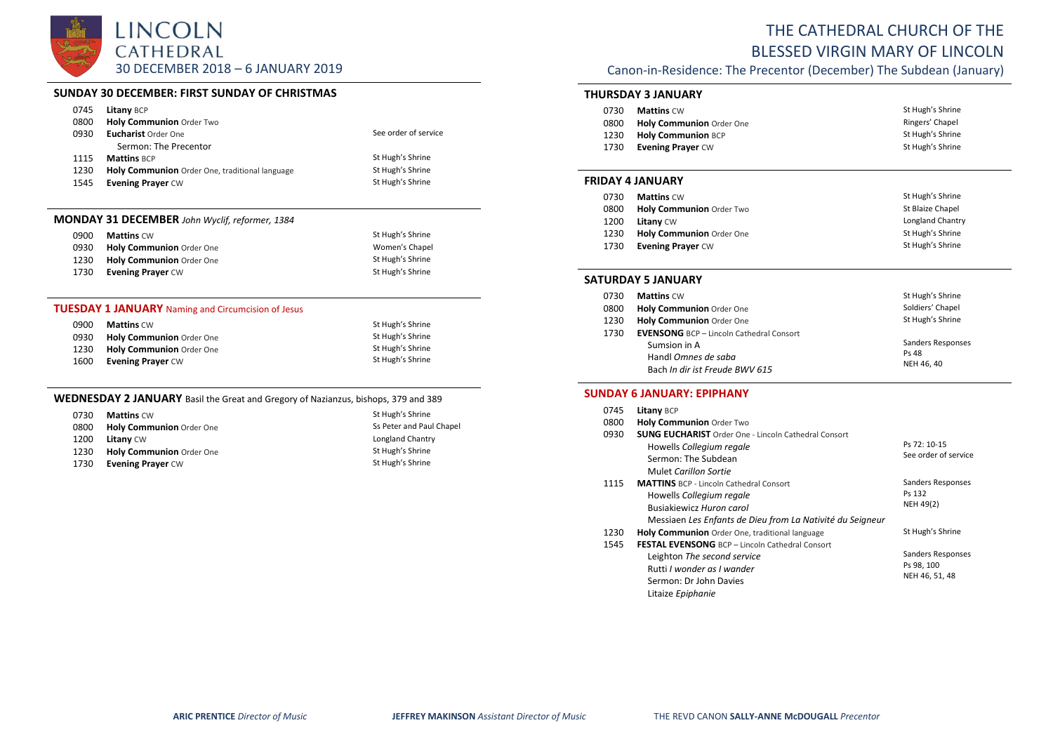# LINCOLN CATHEDRAL

30 DECEMBER 2018 – 6 JANUARY 2019

# THE CATHEDRAL CHURCH OF THE BLESSED VIRGIN MARY OF LINCOLN

Canon-in-Residence: The Precentor (December) The Subdean (January)

## SUNDAY 30 DECEMBER: FIRST SUNDAY OF CHRISTMAS

| | | |
|---|---|---|
| 0745 | **Litany** BCP | |
| 0800 | **Holy Communion** Order Two | |
| 0930 | **Eucharist** Order One<br>Sermon: The Precentor | See order of service |
| 1115 | **Mattins** BCP | St Hugh's Shrine |
| 1230 | **Holy Communion** Order One, traditional language | St Hugh's Shrine |
| 1545 | **Evening Prayer** CW | St Hugh's Shrine |

## MONDAY 31 DECEMBER *John Wyclif, reformer, 1384*

| | | |
|---|---|---|
| 0900 | **Mattins** CW | St Hugh's Shrine |
| 0930 | **Holy Communion** Order One | Women's Chapel |
| 1230 | **Holy Communion** Order One | St Hugh's Shrine |
| 1730 | **Evening Prayer** CW | St Hugh's Shrine |

## TUESDAY 1 JANUARY Naming and Circumcision of Jesus

| | | |
|---|---|---|
| 0900 | **Mattins** CW | St Hugh's Shrine |
| 0930 | **Holy Communion** Order One | St Hugh's Shrine |
| 1230 | **Holy Communion** Order One | St Hugh's Shrine |
| 1600 | **Evening Prayer** CW | St Hugh's Shrine |

## WEDNESDAY 2 JANUARY Basil the Great and Gregory of Nazianzus, bishops, 379 and 389

| | | |
|---|---|---|
| 0730 | **Mattins** CW | St Hugh's Shrine |
| 0800 | **Holy Communion** Order One | Ss Peter and Paul Chapel |
| 1200 | **Litany** CW | Longland Chantry |
| 1230 | **Holy Communion** Order One | St Hugh's Shrine |
| 1730 | **Evening Prayer** CW | St Hugh's Shrine |

## THURSDAY 3 JANUARY

| | | |
|---|---|---|
| 0730 | **Mattins** CW | St Hugh's Shrine |
| 0800 | **Holy Communion** Order One | Ringers' Chapel |
| 1230 | **Holy Communion** BCP | St Hugh's Shrine |
| 1730 | **Evening Prayer** CW | St Hugh's Shrine |

## FRIDAY 4 JANUARY

| | | |
|---|---|---|
| 0730 | **Mattins** CW | St Hugh's Shrine |
| 0800 | **Holy Communion** Order Two | St Blaize Chapel |
| 1200 | **Litany** CW | Longland Chantry |
| 1230 | **Holy Communion** Order One | St Hugh's Shrine |
| 1730 | **Evening Prayer** CW | St Hugh's Shrine |

## SATURDAY 5 JANUARY

| | | |
|---|---|---|
| 0730 | **Mattins** CW | St Hugh's Shrine |
| 0800 | **Holy Communion** Order One | Soldiers' Chapel |
| 1230 | **Holy Communion** Order One | St Hugh's Shrine |
| 1730 | **EVENSONG** BCP – Lincoln Cathedral Consort<br>Sumsion in A<br>Handl *Omnes de saba*<br>Bach *In dir ist Freude BWV 615* | Sanders Responses<br>Ps 48<br>NEH 46, 40 |

## SUNDAY 6 JANUARY: EPIPHANY

| | | |
|---|---|---|
| 0745 | **Litany** BCP | |
| 0800 | **Holy Communion** Order Two | |
| 0930 | **SUNG EUCHARIST** Order One - Lincoln Cathedral Consort<br>Howells *Collegium regale*<br>Sermon: The Subdean<br>Mulet *Carillon Sortie* | Ps 72: 10-15<br>See order of service |
| 1115 | **MATTINS** BCP - Lincoln Cathedral Consort<br>Howells *Collegium regale*<br>Busiakiewicz *Huron carol*<br>Messiaen *Les Enfants de Dieu from La Nativité du Seigneur* | Sanders Responses<br>Ps 132<br>NEH 49(2) |
| 1230 | **Holy Communion** Order One, traditional language | St Hugh's Shrine |
| 1545 | **FESTAL EVENSONG** BCP – Lincoln Cathedral Consort<br>Leighton *The second service*<br>Rutti *I wonder as I wander*<br>Sermon: Dr John Davies<br>Litaize *Epiphanie* | Sanders Responses<br>Ps 98, 100<br>NEH 46, 51, 48 |

**ARIC PRENTICE** *Director of Music* **JEFFREY MAKINSON** *Assistant Director of Music* THE REVD CANON **SALLY-ANNE McDOUGALL** *Precentor*